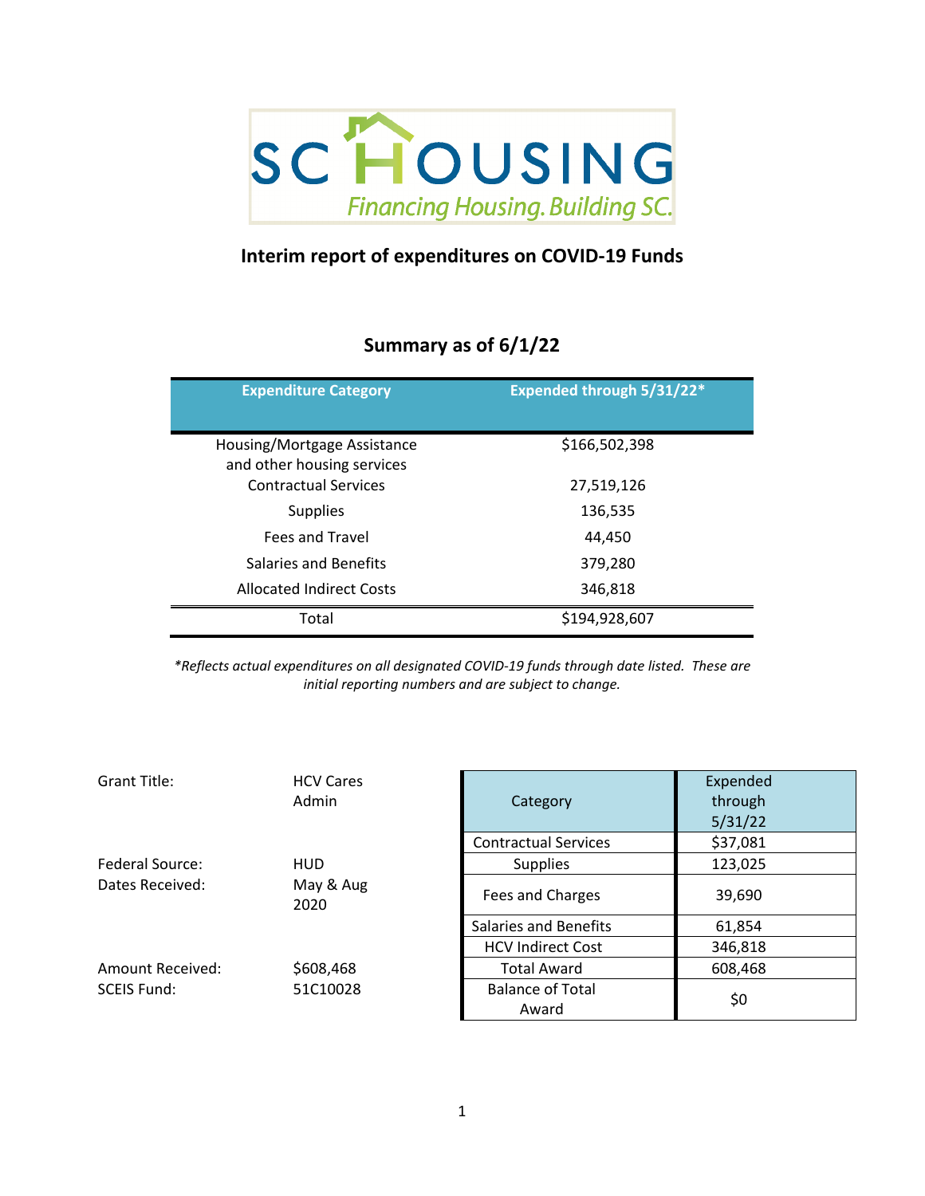SC HOUSING

*Financing Housing. Building SC.*

# Interim report of expenditures on COVID-19 Funds

## Summary as of 6/1/22

| Expenditure Category | Expended through 5/31/22* |
|---|---|
| Housing/Mortgage Assistance and other housing services | $166,502,398 |
| Contractual Services | 27,519,126 |
| Supplies | 136,535 |
| Fees and Travel | 44,450 |
| Salaries and Benefits | 379,280 |
| Allocated Indirect Costs | 346,818 |
| Total | $194,928,607 |

*\*Reflects actual expenditures on all designated COVID-19 funds through date listed. These are initial reporting numbers and are subject to change.*

Grant Title: HCV Cares Admin

Federal Source: HUD

Dates Received: May & Aug 2020

Amount Received: $608,468

SCEIS Fund: 51C10028

| Category | Expended through 5/31/22 |
|---|---|
| Contractual Services | $37,081 |
| Supplies | 123,025 |
| Fees and Charges | 39,690 |
| Salaries and Benefits | 61,854 |
| HCV Indirect Cost | 346,818 |
| Total Award | 608,468 |
| Balance of Total Award | $0 |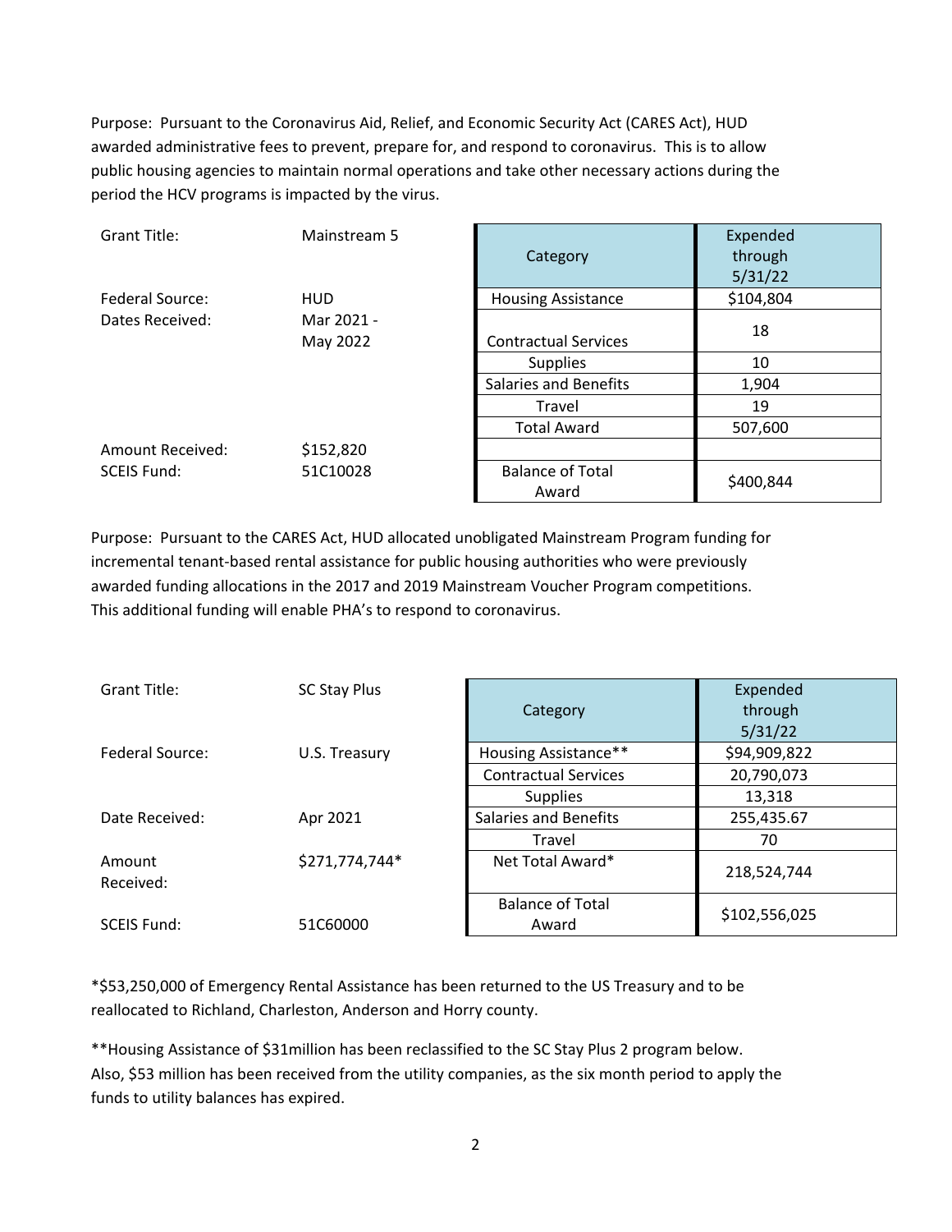Purpose: Pursuant to the Coronavirus Aid, Relief, and Economic Security Act (CARES Act), HUD awarded administrative fees to prevent, prepare for, and respond to coronavirus. This is to allow public housing agencies to maintain normal operations and take other necessary actions during the period the HCV programs is impacted by the virus.

| | | Category | Expended through 5/31/22 |
|---|---|---|---|
| Grant Title: | Mainstream 5 | | |
| Federal Source: | HUD | Housing Assistance | $104,804 |
| Dates Received: | Mar 2021 - May 2022 | Contractual Services | 18 |
| | | Supplies | 10 |
| | | Salaries and Benefits | 1,904 |
| | | Travel | 19 |
| | | Total Award | 507,600 |
| Amount Received: | $152,820 | | |
| SCEIS Fund: | 51C10028 | Balance of Total Award | $400,844 |

Purpose: Pursuant to the CARES Act, HUD allocated unobligated Mainstream Program funding for incremental tenant-based rental assistance for public housing authorities who were previously awarded funding allocations in the 2017 and 2019 Mainstream Voucher Program competitions. This additional funding will enable PHA's to respond to coronavirus.

| | | Category | Expended through 5/31/22 |
|---|---|---|---|
| Grant Title: | SC Stay Plus | | |
| Federal Source: | U.S. Treasury | Housing Assistance** | $94,909,822 |
| | | Contractual Services | 20,790,073 |
| | | Supplies | 13,318 |
| Date Received: | Apr 2021 | Salaries and Benefits | 255,435.67 |
| | | Travel | 70 |
| Amount Received: | $271,774,744* | Net Total Award* | 218,524,744 |
| SCEIS Fund: | 51C60000 | Balance of Total Award | $102,556,025 |

*$53,250,000 of Emergency Rental Assistance has been returned to the US Treasury and to be reallocated to Richland, Charleston, Anderson and Horry county.

**Housing Assistance of $31million has been reclassified to the SC Stay Plus 2 program below. Also, $53 million has been received from the utility companies, as the six month period to apply the funds to utility balances has expired.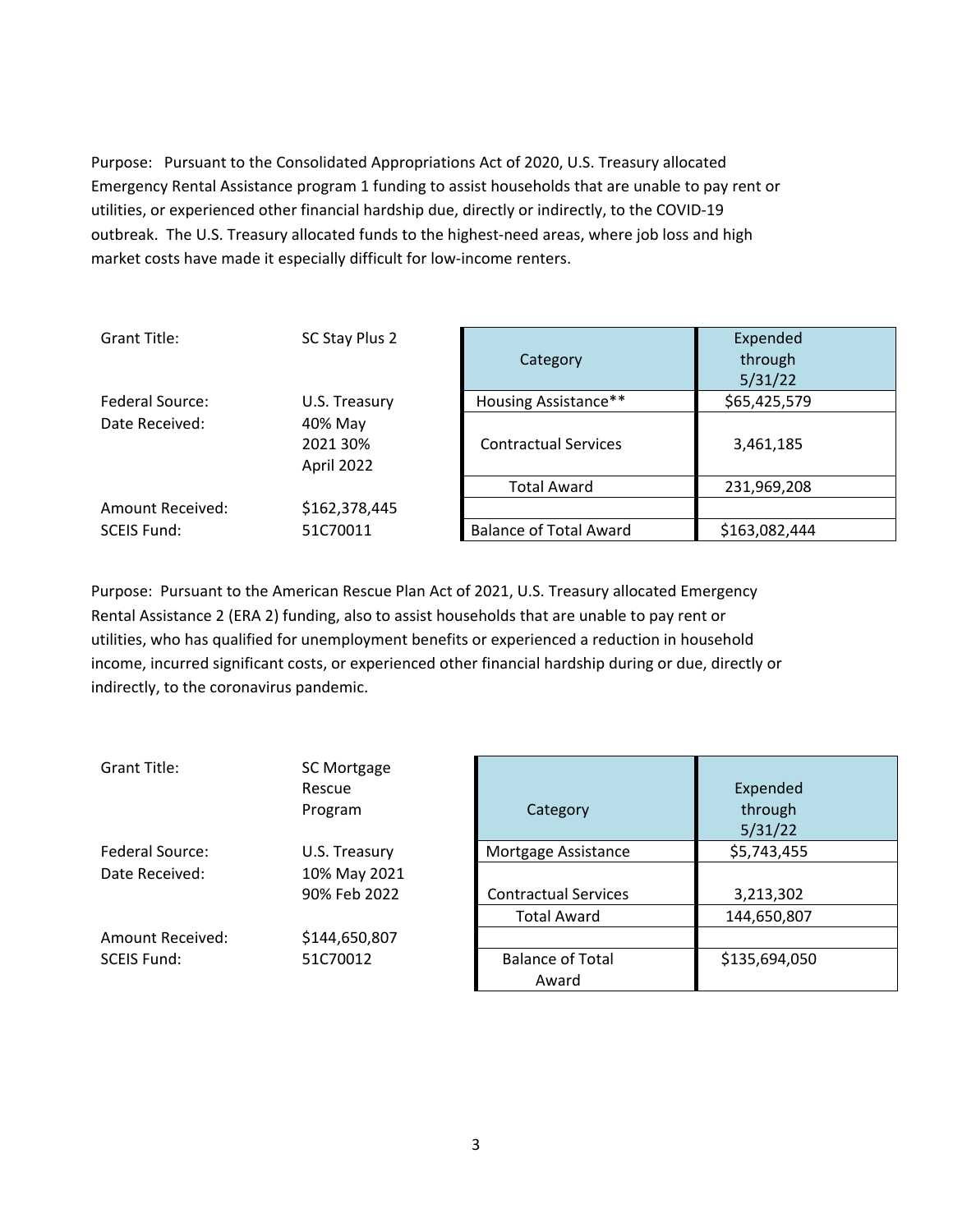Purpose: Pursuant to the Consolidated Appropriations Act of 2020, U.S. Treasury allocated Emergency Rental Assistance program 1 funding to assist households that are unable to pay rent or utilities, or experienced other financial hardship due, directly or indirectly, to the COVID-19 outbreak. The U.S. Treasury allocated funds to the highest-need areas, where job loss and high market costs have made it especially difficult for low-income renters.

| | |
|---|---|
| Grant Title: | SC Stay Plus 2 |
| Federal Source: | U.S. Treasury |
| Date Received: | 40% May 2021 30% April 2022 |
| Amount Received: | $162,378,445 |
| SCEIS Fund: | 51C70011 |

| Category | Expended through 5/31/22 |
|---|---|
| Housing Assistance** | $65,425,579 |
| Contractual Services | 3,461,185 |
| Total Award | 231,969,208 |
| | |
| Balance of Total Award | $163,082,444 |

Purpose: Pursuant to the American Rescue Plan Act of 2021, U.S. Treasury allocated Emergency Rental Assistance 2 (ERA 2) funding, also to assist households that are unable to pay rent or utilities, who has qualified for unemployment benefits or experienced a reduction in household income, incurred significant costs, or experienced other financial hardship during or due, directly or indirectly, to the coronavirus pandemic.

| | |
|---|---|
| Grant Title: | SC Mortgage Rescue Program |
| Federal Source: | U.S. Treasury |
| Date Received: | 10% May 2021 90% Feb 2022 |
| Amount Received: | $144,650,807 |
| SCEIS Fund: | 51C70012 |

| Category | Expended through 5/31/22 |
|---|---|
| Mortgage Assistance | $5,743,455 |
| Contractual Services | 3,213,302 |
| Total Award | 144,650,807 |
| | |
| Balance of Total Award | $135,694,050 |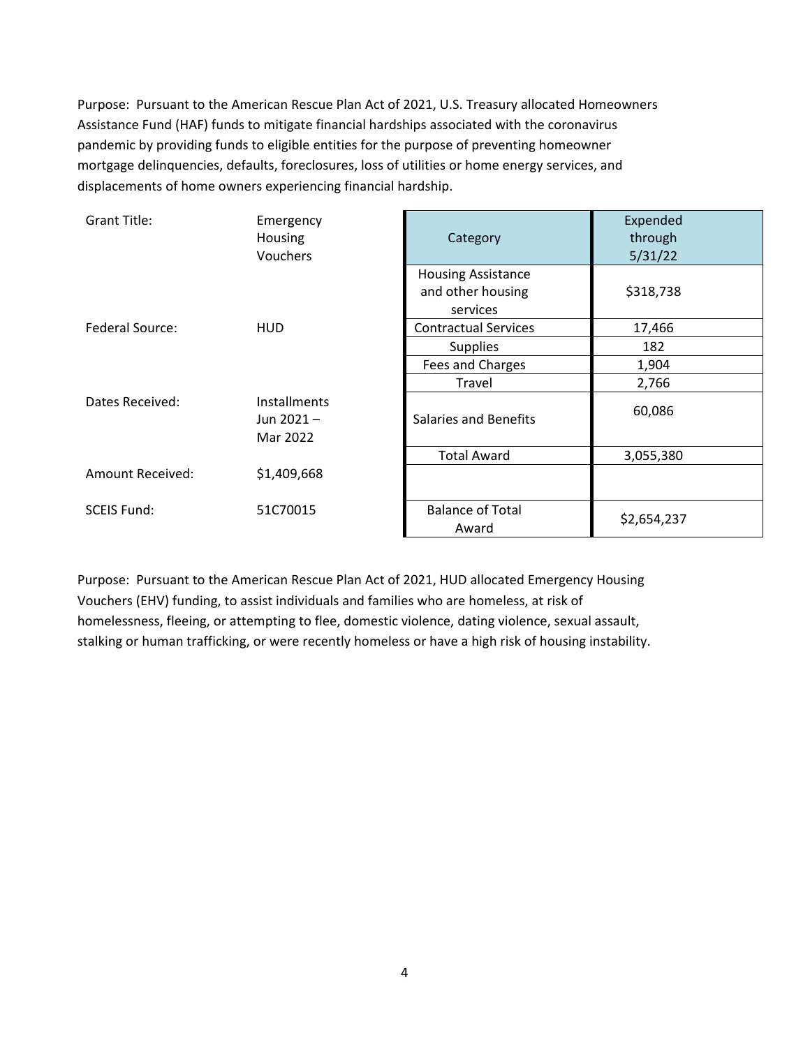Purpose: Pursuant to the American Rescue Plan Act of 2021, U.S. Treasury allocated Homeowners Assistance Fund (HAF) funds to mitigate financial hardships associated with the coronavirus pandemic by providing funds to eligible entities for the purpose of preventing homeowner mortgage delinquencies, defaults, foreclosures, loss of utilities or home energy services, and displacements of home owners experiencing financial hardship.

| | | Category | Expended through 5/31/22 |
|---|---|---|---|
| Grant Title: | Emergency Housing Vouchers | Housing Assistance and other housing services | $318,738 |
| Federal Source: | HUD | Contractual Services | 17,466 |
| | | Supplies | 182 |
| | | Fees and Charges | 1,904 |
| | | Travel | 2,766 |
| Dates Received: | Installments Jun 2021 – Mar 2022 | Salaries and Benefits | 60,086 |
| | | Total Award | 3,055,380 |
| Amount Received: | $1,409,668 | | |
| SCEIS Fund: | 51C70015 | Balance of Total Award | $2,654,237 |

Purpose: Pursuant to the American Rescue Plan Act of 2021, HUD allocated Emergency Housing Vouchers (EHV) funding, to assist individuals and families who are homeless, at risk of homelessness, fleeing, or attempting to flee, domestic violence, dating violence, sexual assault, stalking or human trafficking, or were recently homeless or have a high risk of housing instability.